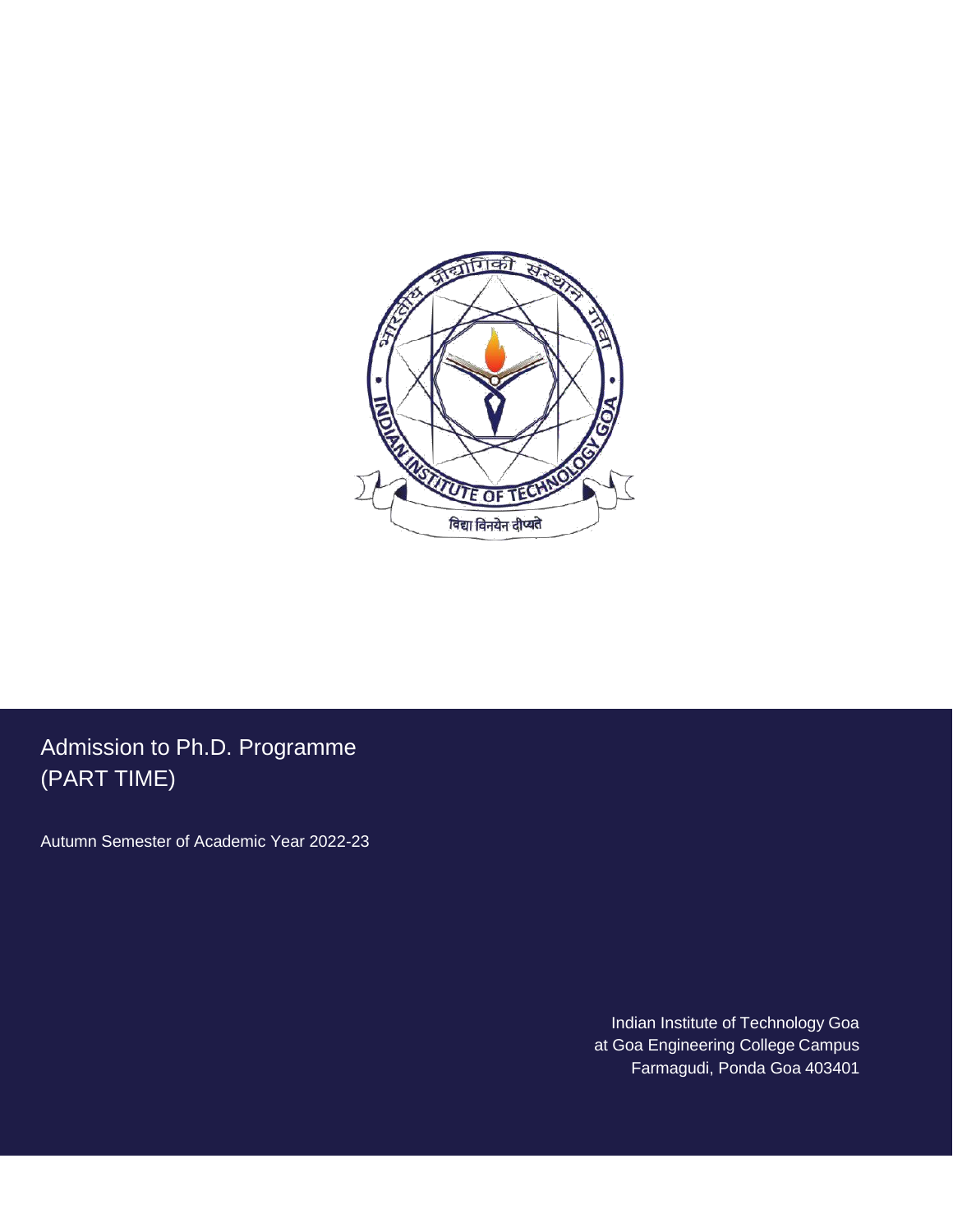# Admission to Ph.D. Programme (PART TIME)

Autumn Semester of Academic Year 2022-23

Indian Institute of Technology Goa
at Goa Engineering College Campus
Farmagudi, Ponda Goa 403401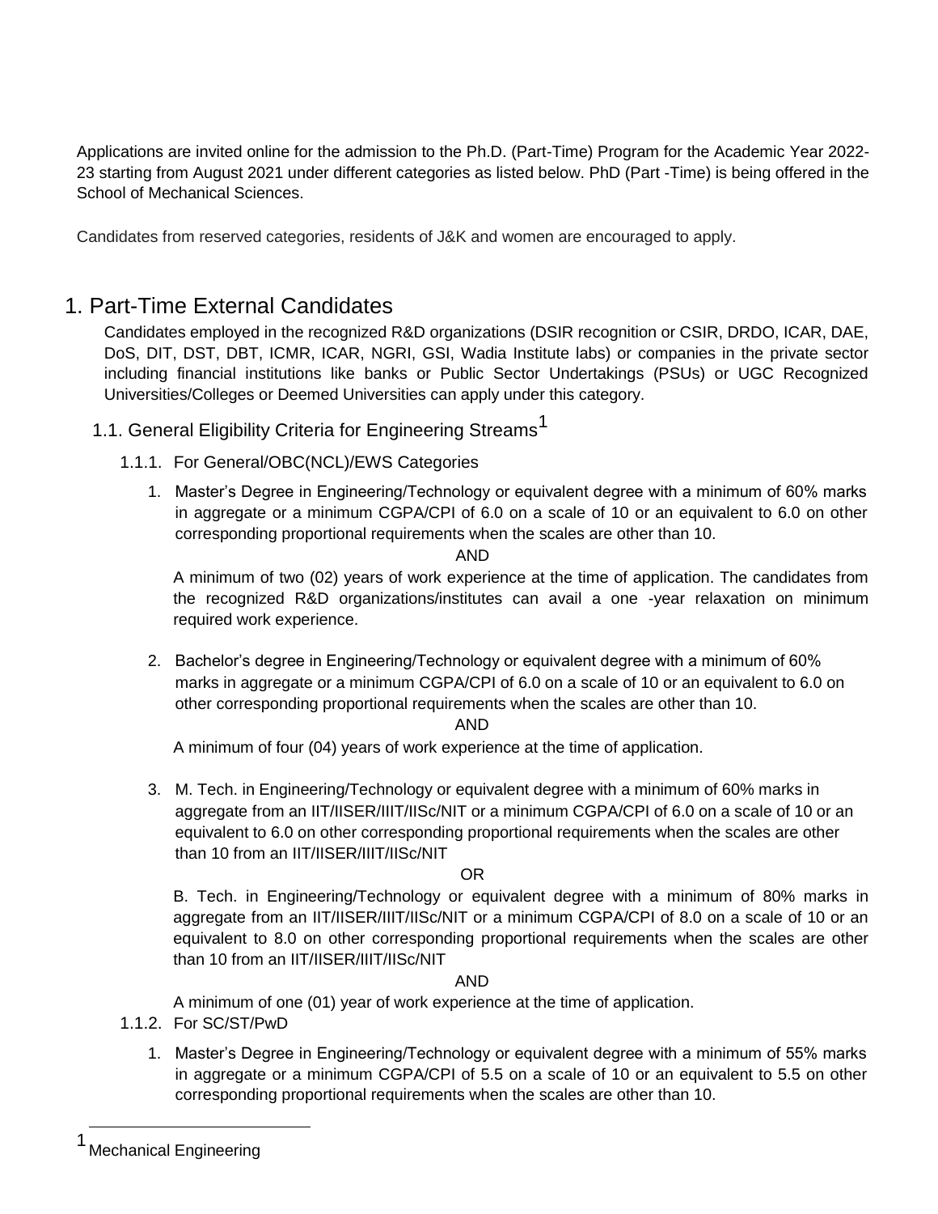Applications are invited online for the admission to the Ph.D. (Part-Time) Program for the Academic Year 2022-23 starting from August 2021 under different categories as listed below. PhD (Part -Time) is being offered in the School of Mechanical Sciences.

Candidates from reserved categories, residents of J&K and women are encouraged to apply.

# 1. Part-Time External Candidates

Candidates employed in the recognized R&D organizations (DSIR recognition or CSIR, DRDO, ICAR, DAE, DoS, DIT, DST, DBT, ICMR, ICAR, NGRI, GSI, Wadia Institute labs) or companies in the private sector including financial institutions like banks or Public Sector Undertakings (PSUs) or UGC Recognized Universities/Colleges or Deemed Universities can apply under this category.

## 1.1. General Eligibility Criteria for Engineering Streams[1]

### 1.1.1. For General/OBC(NCL)/EWS Categories

1. Master's Degree in Engineering/Technology or equivalent degree with a minimum of 60% marks in aggregate or a minimum CGPA/CPI of 6.0 on a scale of 10 or an equivalent to 6.0 on other corresponding proportional requirements when the scales are other than 10.

   AND

   A minimum of two (02) years of work experience at the time of application. The candidates from the recognized R&D organizations/institutes can avail a one -year relaxation on minimum required work experience.

2. Bachelor's degree in Engineering/Technology or equivalent degree with a minimum of 60% marks in aggregate or a minimum CGPA/CPI of 6.0 on a scale of 10 or an equivalent to 6.0 on other corresponding proportional requirements when the scales are other than 10.

   AND

   A minimum of four (04) years of work experience at the time of application.

3. M. Tech. in Engineering/Technology or equivalent degree with a minimum of 60% marks in aggregate from an IIT/IISER/IIIT/IISc/NIT or a minimum CGPA/CPI of 6.0 on a scale of 10 or an equivalent to 6.0 on other corresponding proportional requirements when the scales are other than 10 from an IIT/IISER/IIIT/IISc/NIT

   OR

   B. Tech. in Engineering/Technology or equivalent degree with a minimum of 80% marks in aggregate from an IIT/IISER/IIIT/IISc/NIT or a minimum CGPA/CPI of 8.0 on a scale of 10 or an equivalent to 8.0 on other corresponding proportional requirements when the scales are other than 10 from an IIT/IISER/IIIT/IISc/NIT

   AND

   A minimum of one (01) year of work experience at the time of application.

### 1.1.2. For SC/ST/PwD

1. Master's Degree in Engineering/Technology or equivalent degree with a minimum of 55% marks in aggregate or a minimum CGPA/CPI of 5.5 on a scale of 10 or an equivalent to 5.5 on other corresponding proportional requirements when the scales are other than 10.

---

[1] Mechanical Engineering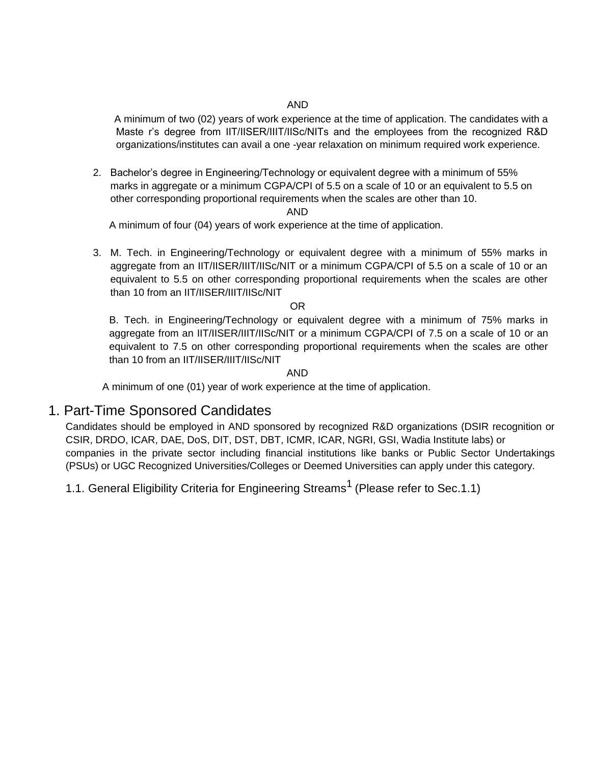AND

A minimum of two (02) years of work experience at the time of application. The candidates with a Maste r's degree from IIT/IISER/IIIT/IISc/NITs and the employees from the recognized R&D organizations/institutes can avail a one -year relaxation on minimum required work experience.

2. Bachelor's degree in Engineering/Technology or equivalent degree with a minimum of 55% marks in aggregate or a minimum CGPA/CPI of 5.5 on a scale of 10 or an equivalent to 5.5 on other corresponding proportional requirements when the scales are other than 10.

AND

A minimum of four (04) years of work experience at the time of application.

3. M. Tech. in Engineering/Technology or equivalent degree with a minimum of 55% marks in aggregate from an IIT/IISER/IIIT/IISc/NIT or a minimum CGPA/CPI of 5.5 on a scale of 10 or an equivalent to 5.5 on other corresponding proportional requirements when the scales are other than 10 from an IIT/IISER/IIIT/IISc/NIT

OR

B. Tech. in Engineering/Technology or equivalent degree with a minimum of 75% marks in aggregate from an IIT/IISER/IIIT/IISc/NIT or a minimum CGPA/CPI of 7.5 on a scale of 10 or an equivalent to 7.5 on other corresponding proportional requirements when the scales are other than 10 from an IIT/IISER/IIIT/IISc/NIT

AND

A minimum of one (01) year of work experience at the time of application.

## 1. Part-Time Sponsored Candidates

Candidates should be employed in AND sponsored by recognized R&D organizations (DSIR recognition or CSIR, DRDO, ICAR, DAE, DoS, DIT, DST, DBT, ICMR, ICAR, NGRI, GSI, Wadia Institute labs) or companies in the private sector including financial institutions like banks or Public Sector Undertakings (PSUs) or UGC Recognized Universities/Colleges or Deemed Universities can apply under this category.

### 1.1. General Eligibility Criteria for Engineering Streams[1] (Please refer to Sec.1.1)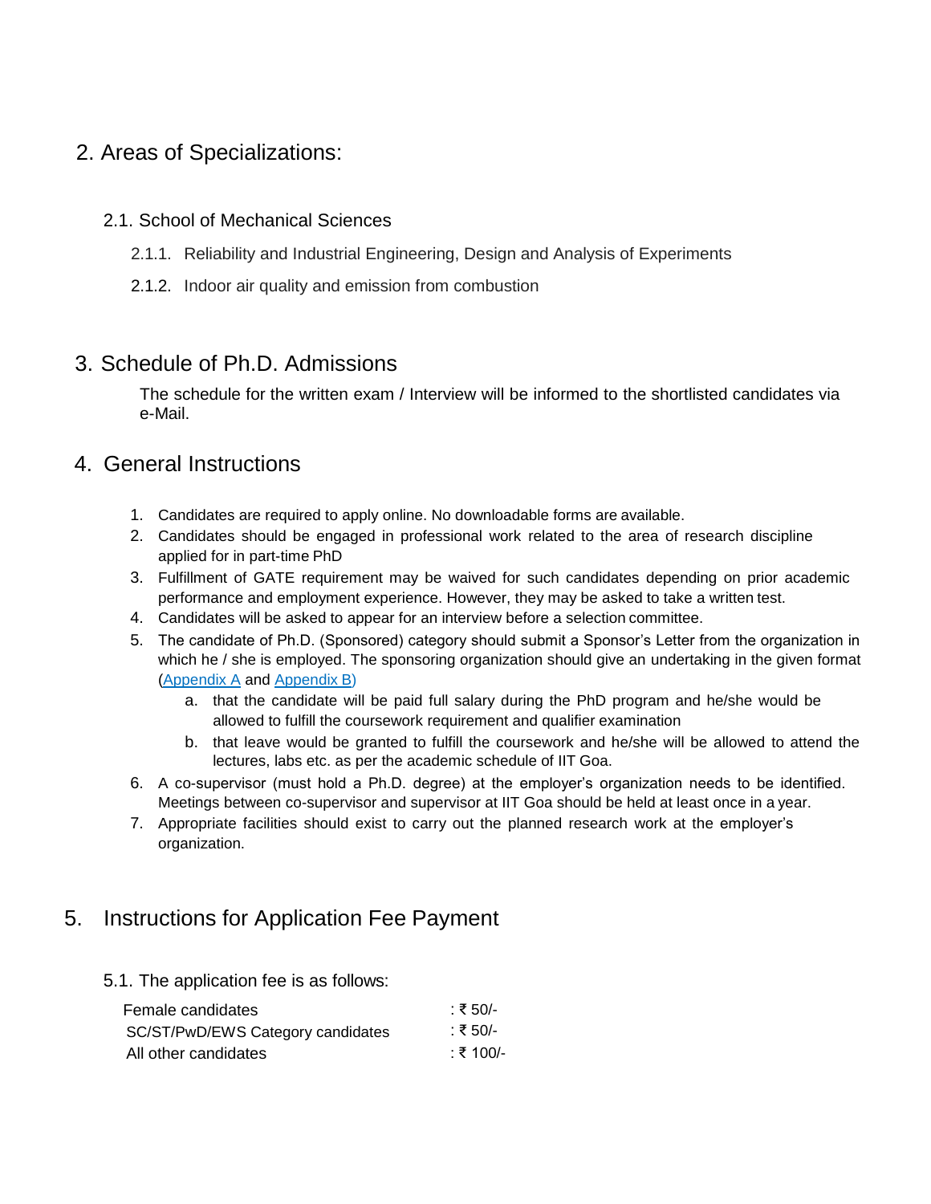## 2. Areas of Specializations:

### 2.1. School of Mechanical Sciences

2.1.1. Reliability and Industrial Engineering, Design and Analysis of Experiments

2.1.2. Indoor air quality and emission from combustion

## 3. Schedule of Ph.D. Admissions

The schedule for the written exam / Interview will be informed to the shortlisted candidates via e-Mail.

## 4. General Instructions

1. Candidates are required to apply online. No downloadable forms are available.
2. Candidates should be engaged in professional work related to the area of research discipline applied for in part-time PhD
3. Fulfillment of GATE requirement may be waived for such candidates depending on prior academic performance and employment experience. However, they may be asked to take a written test.
4. Candidates will be asked to appear for an interview before a selection committee.
5. The candidate of Ph.D. (Sponsored) category should submit a Sponsor's Letter from the organization in which he / she is employed. The sponsoring organization should give an undertaking in the given format (Appendix A and Appendix B)
   a. that the candidate will be paid full salary during the PhD program and he/she would be allowed to fulfill the coursework requirement and qualifier examination
   b. that leave would be granted to fulfill the coursework and he/she will be allowed to attend the lectures, labs etc. as per the academic schedule of IIT Goa.
6. A co-supervisor (must hold a Ph.D. degree) at the employer's organization needs to be identified. Meetings between co-supervisor and supervisor at IIT Goa should be held at least once in a year.
7. Appropriate facilities should exist to carry out the planned research work at the employer's organization.

## 5. Instructions for Application Fee Payment

### 5.1. The application fee is as follows:

| | |
|---|---|
| Female candidates | : ₹ 50/- |
| SC/ST/PwD/EWS Category candidates | : ₹ 50/- |
| All other candidates | : ₹ 100/- |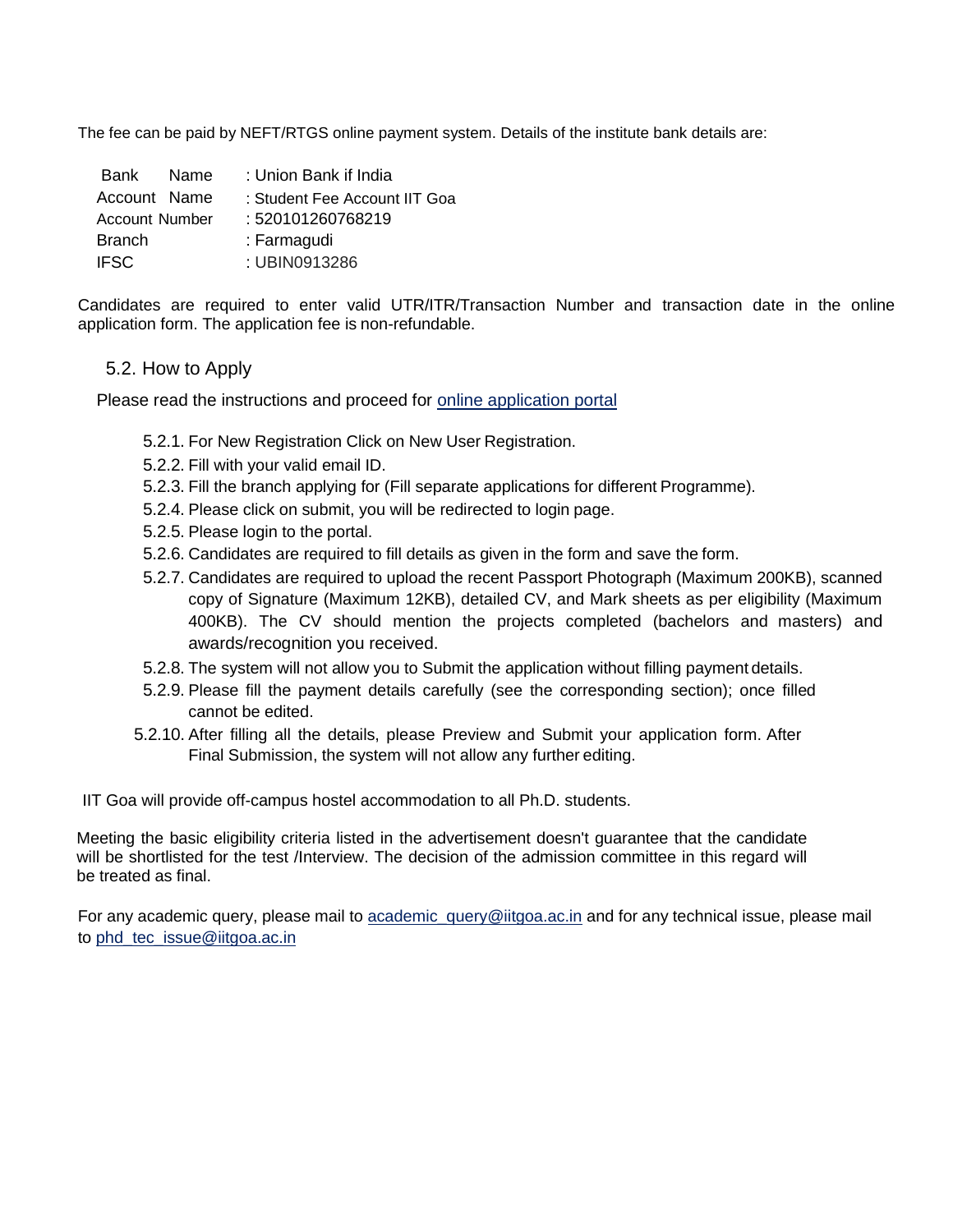The fee can be paid by NEFT/RTGS online payment system. Details of the institute bank details are:

| | |
|---|---|
| Bank Name | : Union Bank if India |
| Account Name | : Student Fee Account IIT Goa |
| Account Number | : 520101260768219 |
| Branch | : Farmagudi |
| IFSC | : UBIN0913286 |

Candidates are required to enter valid UTR/ITR/Transaction Number and transaction date in the online application form. The application fee is non-refundable.

## 5.2. How to Apply

Please read the instructions and proceed for [online application portal]

5.2.1. For New Registration Click on New User Registration.

5.2.2. Fill with your valid email ID.

5.2.3. Fill the branch applying for (Fill separate applications for different Programme).

5.2.4. Please click on submit, you will be redirected to login page.

5.2.5. Please login to the portal.

5.2.6. Candidates are required to fill details as given in the form and save the form.

5.2.7. Candidates are required to upload the recent Passport Photograph (Maximum 200KB), scanned copy of Signature (Maximum 12KB), detailed CV, and Mark sheets as per eligibility (Maximum 400KB). The CV should mention the projects completed (bachelors and masters) and awards/recognition you received.

5.2.8. The system will not allow you to Submit the application without filling payment details.

5.2.9. Please fill the payment details carefully (see the corresponding section); once filled cannot be edited.

5.2.10. After filling all the details, please Preview and Submit your application form. After Final Submission, the system will not allow any further editing.

IIT Goa will provide off-campus hostel accommodation to all Ph.D. students.

Meeting the basic eligibility criteria listed in the advertisement doesn't guarantee that the candidate will be shortlisted for the test /Interview. The decision of the admission committee in this regard will be treated as final.

For any academic query, please mail to academic_query@iitgoa.ac.in and for any technical issue, please mail to phd_tec_issue@iitgoa.ac.in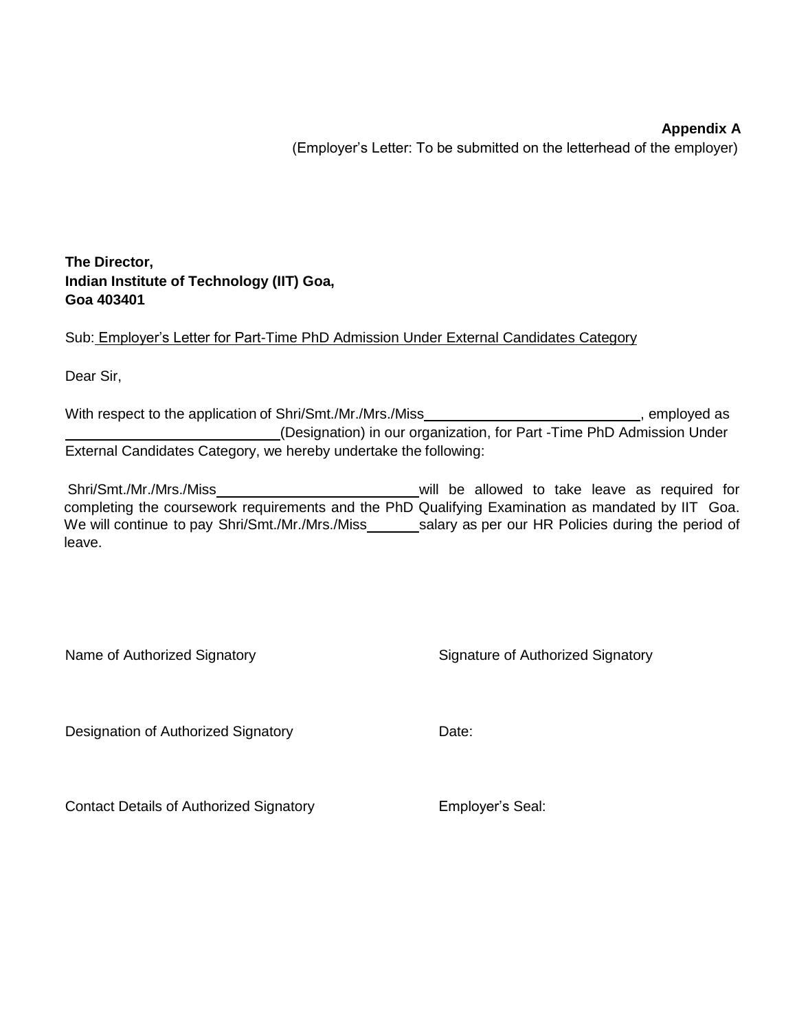**Appendix A**

(Employer's Letter: To be submitted on the letterhead of the employer)

**The Director,**
**Indian Institute of Technology (IIT) Goa,**
**Goa 403401**

Sub: Employer's Letter for Part-Time PhD Admission Under External Candidates Category

Dear Sir,

With respect to the application of Shri/Smt./Mr./Mrs./Miss____________________________, employed as ___________________________(Designation) in our organization, for Part -Time PhD Admission Under External Candidates Category, we hereby undertake the following:

Shri/Smt./Mr./Mrs./Miss__________________________will be allowed to take leave as required for completing the coursework requirements and the PhD Qualifying Examination as mandated by IIT Goa. We will continue to pay Shri/Smt./Mr./Mrs./Miss______salary as per our HR Policies during the period of leave.

Name of Authorized Signatory

Signature of Authorized Signatory

Designation of Authorized Signatory

Date:

Contact Details of Authorized Signatory

Employer's Seal: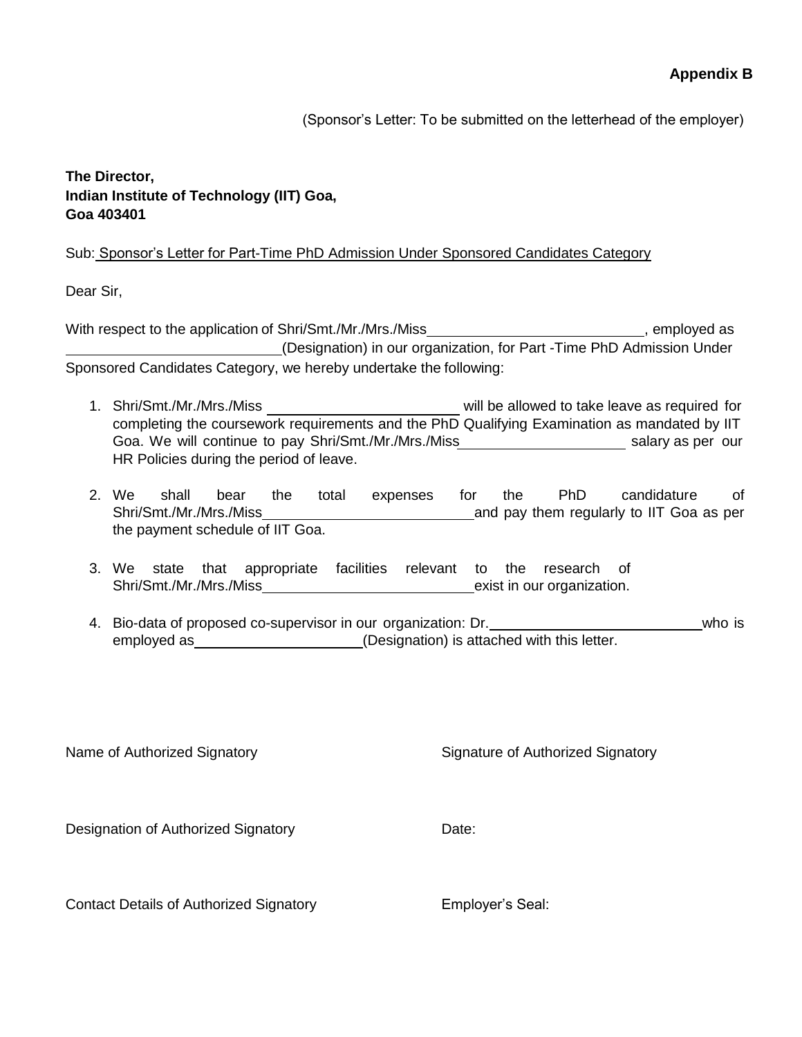**Appendix B**

(Sponsor's Letter: To be submitted on the letterhead of the employer)

**The Director,**
**Indian Institute of Technology (IIT) Goa,**
**Goa 403401**

Sub: Sponsor's Letter for Part-Time PhD Admission Under Sponsored Candidates Category

Dear Sir,

With respect to the application of Shri/Smt./Mr./Mrs./Miss____________________________, employed as ____________________________(Designation) in our organization, for Part -Time PhD Admission Under Sponsored Candidates Category, we hereby undertake the following:

1. Shri/Smt./Mr./Mrs./Miss ________________________ will be allowed to take leave as required for completing the coursework requirements and the PhD Qualifying Examination as mandated by IIT Goa. We will continue to pay Shri/Smt./Mr./Mrs./Miss_____________________ salary as per our HR Policies during the period of leave.

2. We shall bear the total expenses for the PhD candidature of Shri/Smt./Mr./Mrs./Miss___________________________and pay them regularly to IIT Goa as per the payment schedule of IIT Goa.

3. We state that appropriate facilities relevant to the research of Shri/Smt./Mr./Mrs./Miss___________________________exist in our organization.

4. Bio-data of proposed co-supervisor in our organization: Dr.___________________________who is employed as______________________(Designation) is attached with this letter.

Name of Authorized Signatory

Signature of Authorized Signatory

Designation of Authorized Signatory

Date:

Contact Details of Authorized Signatory

Employer's Seal: